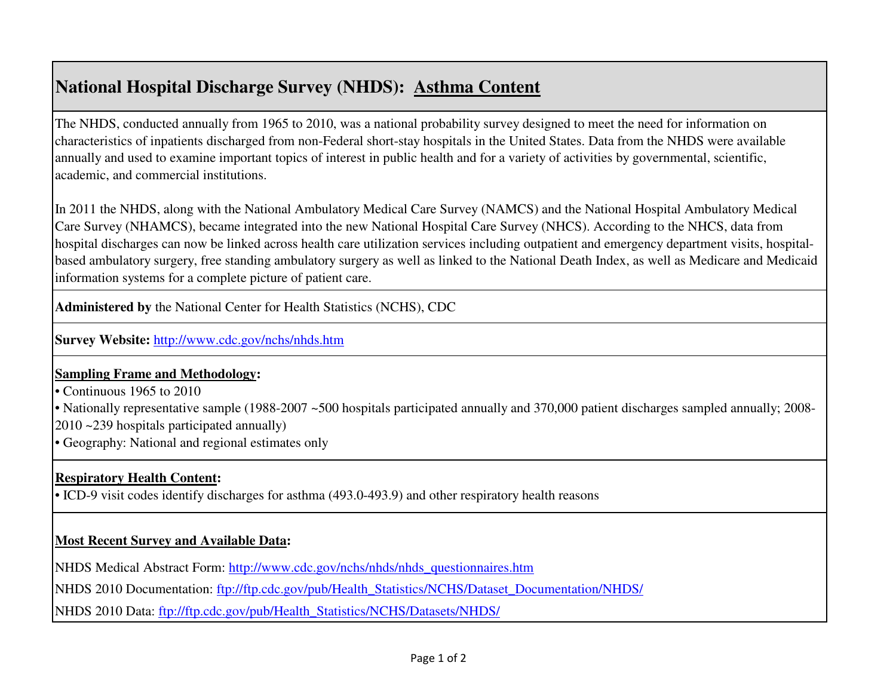# National Hospital Discharge Survey (NHDS): Asthma Content

The NHDS, conducted annually from 1965 to 2010, was a national probability survey designed to meet the need for information on characteristics of inpatients discharged from non-Federal short-stay hospitals in the United States. Data from the NHDS were available annually and used to examine important topics of interest in public health and for a variety of activities by governmental, scientific, academic, and commercial institutions.

In 2011 the NHDS, along with the National Ambulatory Medical Care Survey (NAMCS) and the National Hospital Ambulatory Medical Care Survey (NHAMCS), became integrated into the new National Hospital Care Survey (NHCS). According to the NHCS, data from hospital discharges can now be linked across health care utilization services including outpatient and emergency department visits, hospital-based ambulatory surgery, free standing ambulatory surgery as well as linked to the National Death Index, as well as Medicare and Medicaid information systems for a complete picture of patient care.

**Administered by** the National Center for Health Statistics (NCHS), CDC

**Survey Website:** http://www.cdc.gov/nchs/nhds.htm

**Sampling Frame and Methodology:**

- Continuous 1965 to 2010
- Nationally representative sample (1988-2007 ~500 hospitals participated annually and 370,000 patient discharges sampled annually; 2008-2010 ~239 hospitals participated annually)
- Geography: National and regional estimates only

**Respiratory Health Content:**

- ICD-9 visit codes identify discharges for asthma (493.0-493.9) and other respiratory health reasons

**Most Recent Survey and Available Data:**

NHDS Medical Abstract Form: http://www.cdc.gov/nchs/nhds/nhds_questionnaires.htm

NHDS 2010 Documentation: ftp://ftp.cdc.gov/pub/Health_Statistics/NCHS/Dataset_Documentation/NHDS/

NHDS 2010 Data: ftp://ftp.cdc.gov/pub/Health_Statistics/NCHS/Datasets/NHDS/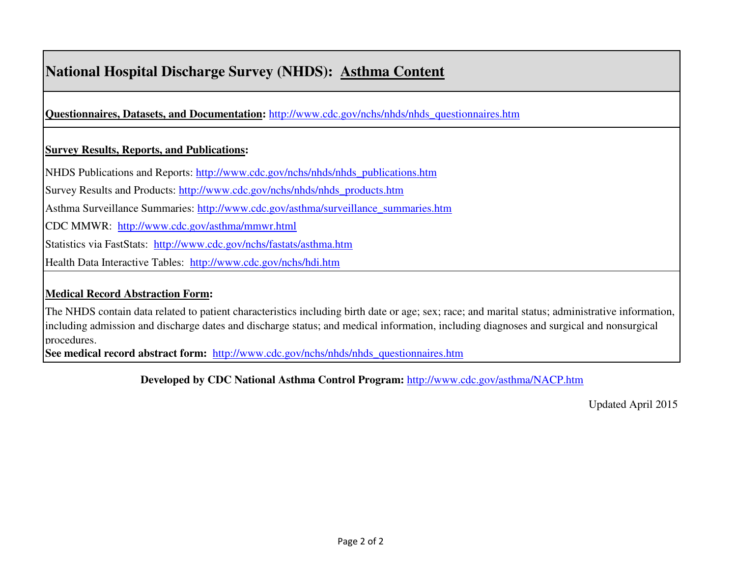# National Hospital Discharge Survey (NHDS): Asthma Content

**Questionnaires, Datasets, and Documentation:** http://www.cdc.gov/nchs/nhds/nhds_questionnaires.htm

**Survey Results, Reports, and Publications:**

NHDS Publications and Reports: http://www.cdc.gov/nchs/nhds/nhds_publications.htm

Survey Results and Products: http://www.cdc.gov/nchs/nhds/nhds_products.htm

Asthma Surveillance Summaries: http://www.cdc.gov/asthma/surveillance_summaries.htm

CDC MMWR: http://www.cdc.gov/asthma/mmwr.html

Statistics via FastStats: http://www.cdc.gov/nchs/fastats/asthma.htm

Health Data Interactive Tables: http://www.cdc.gov/nchs/hdi.htm

**Medical Record Abstraction Form:**

The NHDS contain data related to patient characteristics including birth date or age; sex; race; and marital status; administrative information, including admission and discharge dates and discharge status; and medical information, including diagnoses and surgical and nonsurgical procedures.

**See medical record abstract form:** http://www.cdc.gov/nchs/nhds/nhds_questionnaires.htm

**Developed by CDC National Asthma Control Program:** http://www.cdc.gov/asthma/NACP.htm

Updated April 2015